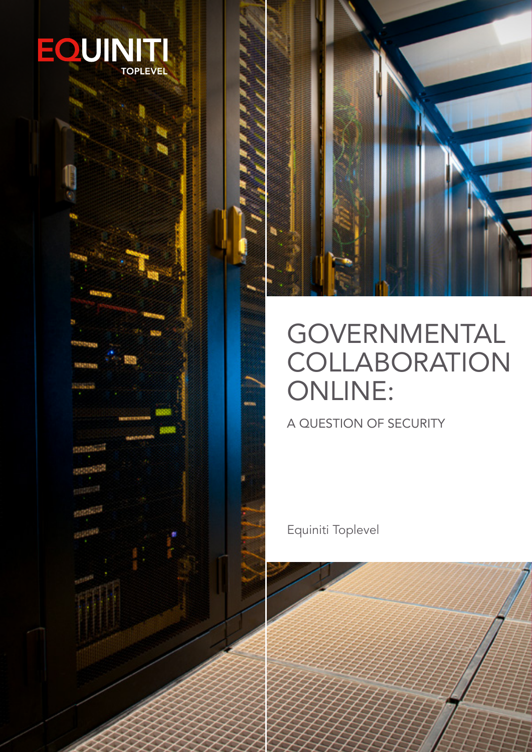EQUINITI
TOPLEVEL

# GOVERNMENTAL COLLABORATION ONLINE:

## A QUESTION OF SECURITY

Equiniti Toplevel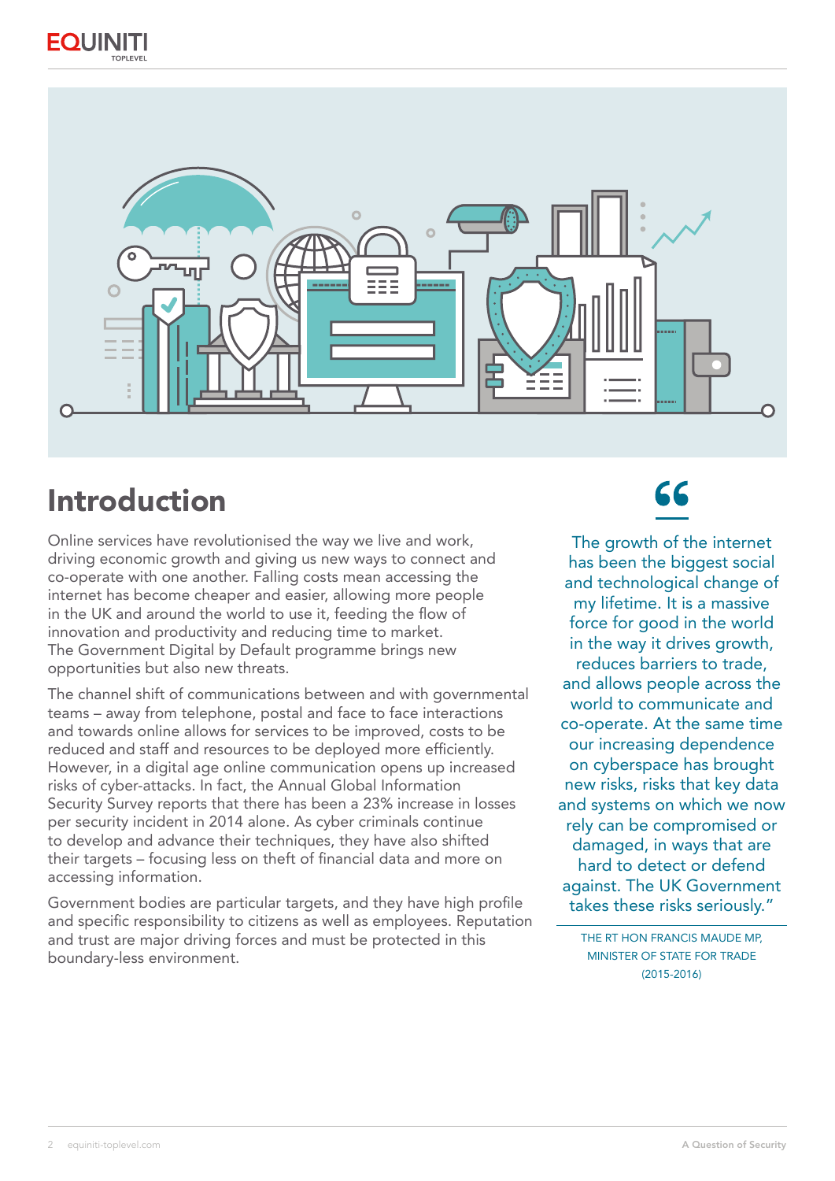# Introduction

Online services have revolutionised the way we live and work, driving economic growth and giving us new ways to connect and co-operate with one another. Falling costs mean accessing the internet has become cheaper and easier, allowing more people in the UK and around the world to use it, feeding the flow of innovation and productivity and reducing time to market. The Government Digital by Default programme brings new opportunities but also new threats.

The channel shift of communications between and with governmental teams – away from telephone, postal and face to face interactions and towards online allows for services to be improved, costs to be reduced and staff and resources to be deployed more efficiently. However, in a digital age online communication opens up increased risks of cyber-attacks. In fact, the Annual Global Information Security Survey reports that there has been a 23% increase in losses per security incident in 2014 alone. As cyber criminals continue to develop and advance their techniques, they have also shifted their targets – focusing less on theft of financial data and more on accessing information.

Government bodies are particular targets, and they have high profile and specific responsibility to citizens as well as employees. Reputation and trust are major driving forces and must be protected in this boundary-less environment.

> "The growth of the internet has been the biggest social and technological change of my lifetime. It is a massive force for good in the world in the way it drives growth, reduces barriers to trade, and allows people across the world to communicate and co-operate. At the same time our increasing dependence on cyberspace has brought new risks, risks that key data and systems on which we now rely can be compromised or damaged, in ways that are hard to detect or defend against. The UK Government takes these risks seriously."
>
> THE RT HON FRANCIS MAUDE MP, MINISTER OF STATE FOR TRADE (2015-2016)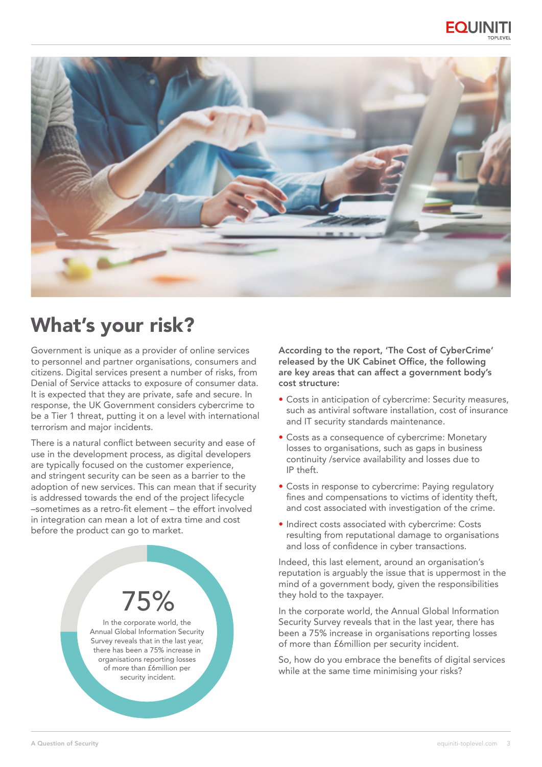# What's your risk?

Government is unique as a provider of online services to personnel and partner organisations, consumers and citizens. Digital services present a number of risks, from Denial of Service attacks to exposure of consumer data. It is expected that they are private, safe and secure. In response, the UK Government considers cybercrime to be a Tier 1 threat, putting it on a level with international terrorism and major incidents.

There is a natural conflict between security and ease of use in the development process, as digital developers are typically focused on the customer experience, and stringent security can be seen as a barrier to the adoption of new services. This can mean that if security is addressed towards the end of the project lifecycle –sometimes as a retro-fit element – the effort involved in integration can mean a lot of extra time and cost before the product can go to market.

75%

In the corporate world, the Annual Global Information Security Survey reveals that in the last year, there has been a 75% increase in organisations reporting losses of more than £6million per security incident.

**According to the report, 'The Cost of CyberCrime' released by the UK Cabinet Office, the following are key areas that can affect a government body's cost structure:**

- Costs in anticipation of cybercrime: Security measures, such as antiviral software installation, cost of insurance and IT security standards maintenance.
- Costs as a consequence of cybercrime: Monetary losses to organisations, such as gaps in business continuity /service availability and losses due to IP theft.
- Costs in response to cybercrime: Paying regulatory fines and compensations to victims of identity theft, and cost associated with investigation of the crime.
- Indirect costs associated with cybercrime: Costs resulting from reputational damage to organisations and loss of confidence in cyber transactions.

Indeed, this last element, around an organisation's reputation is arguably the issue that is uppermost in the mind of a government body, given the responsibilities they hold to the taxpayer.

In the corporate world, the Annual Global Information Security Survey reveals that in the last year, there has been a 75% increase in organisations reporting losses of more than £6million per security incident.

So, how do you embrace the benefits of digital services while at the same time minimising your risks?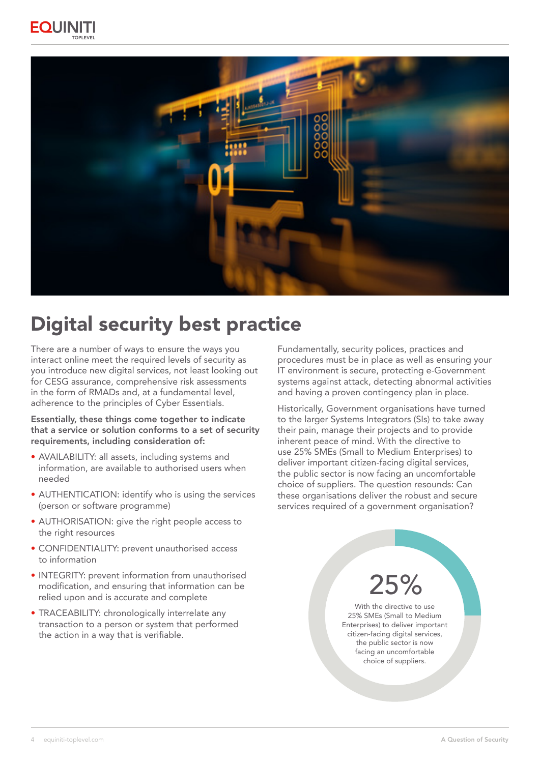# Digital security best practice

There are a number of ways to ensure the ways you interact online meet the required levels of security as you introduce new digital services, not least looking out for CESG assurance, comprehensive risk assessments in the form of RMADs and, at a fundamental level, adherence to the principles of Cyber Essentials.

**Essentially, these things come together to indicate that a service or solution conforms to a set of security requirements, including consideration of:**

- AVAILABILITY: all assets, including systems and information, are available to authorised users when needed
- AUTHENTICATION: identify who is using the services (person or software programme)
- AUTHORISATION: give the right people access to the right resources
- CONFIDENTIALITY: prevent unauthorised access to information
- INTEGRITY: prevent information from unauthorised modification, and ensuring that information can be relied upon and is accurate and complete
- TRACEABILITY: chronologically interrelate any transaction to a person or system that performed the action in a way that is verifiable.

Fundamentally, security polices, practices and procedures must be in place as well as ensuring your IT environment is secure, protecting e-Government systems against attack, detecting abnormal activities and having a proven contingency plan in place.

Historically, Government organisations have turned to the larger Systems Integrators (SIs) to take away their pain, manage their projects and to provide inherent peace of mind. With the directive to use 25% SMEs (Small to Medium Enterprises) to deliver important citizen-facing digital services, the public sector is now facing an uncomfortable choice of suppliers. The question resounds: Can these organisations deliver the robust and secure services required of a government organisation?

**25%**

With the directive to use 25% SMEs (Small to Medium Enterprises) to deliver important citizen-facing digital services, the public sector is now facing an uncomfortable choice of suppliers.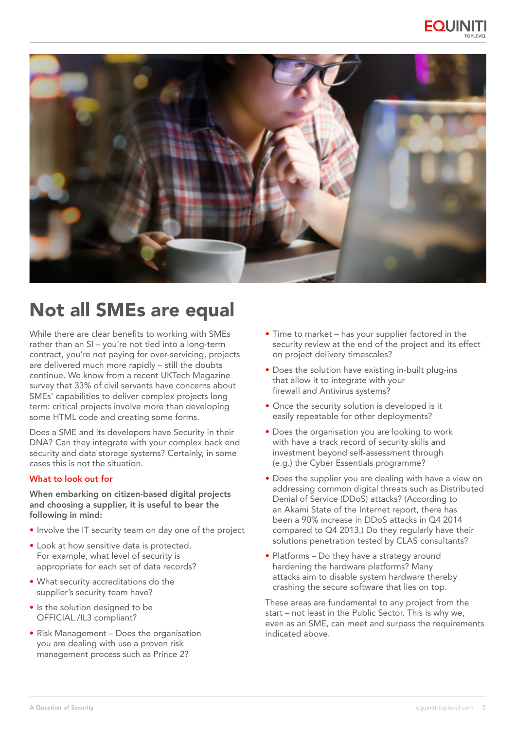# Not all SMEs are equal

While there are clear benefits to working with SMEs rather than an SI – you're not tied into a long-term contract, you're not paying for over-servicing, projects are delivered much more rapidly – still the doubts continue. We know from a recent UKTech Magazine survey that 33% of civil servants have concerns about SMEs' capabilities to deliver complex projects long term: critical projects involve more than developing some HTML code and creating some forms.

Does a SME and its developers have Security in their DNA? Can they integrate with your complex back end security and data storage systems? Certainly, in some cases this is not the situation.

## What to look out for

**When embarking on citizen-based digital projects and choosing a supplier, it is useful to bear the following in mind:**

- Involve the IT security team on day one of the project
- Look at how sensitive data is protected. For example, what level of security is appropriate for each set of data records?
- What security accreditations do the supplier's security team have?
- Is the solution designed to be OFFICIAL /IL3 compliant?
- Risk Management – Does the organisation you are dealing with use a proven risk management process such as Prince 2?
- Time to market – has your supplier factored in the security review at the end of the project and its effect on project delivery timescales?
- Does the solution have existing in-built plug-ins that allow it to integrate with your firewall and Antivirus systems?
- Once the security solution is developed is it easily repeatable for other deployments?
- Does the organisation you are looking to work with have a track record of security skills and investment beyond self-assessment through (e.g.) the Cyber Essentials programme?
- Does the supplier you are dealing with have a view on addressing common digital threats such as Distributed Denial of Service (DDoS) attacks? (According to an Akami State of the Internet report, there has been a 90% increase in DDoS attacks in Q4 2014 compared to Q4 2013.) Do they regularly have their solutions penetration tested by CLAS consultants?
- Platforms – Do they have a strategy around hardening the hardware platforms? Many attacks aim to disable system hardware thereby crashing the secure software that lies on top.

These areas are fundamental to any project from the start – not least in the Public Sector. This is why we, even as an SME, can meet and surpass the requirements indicated above.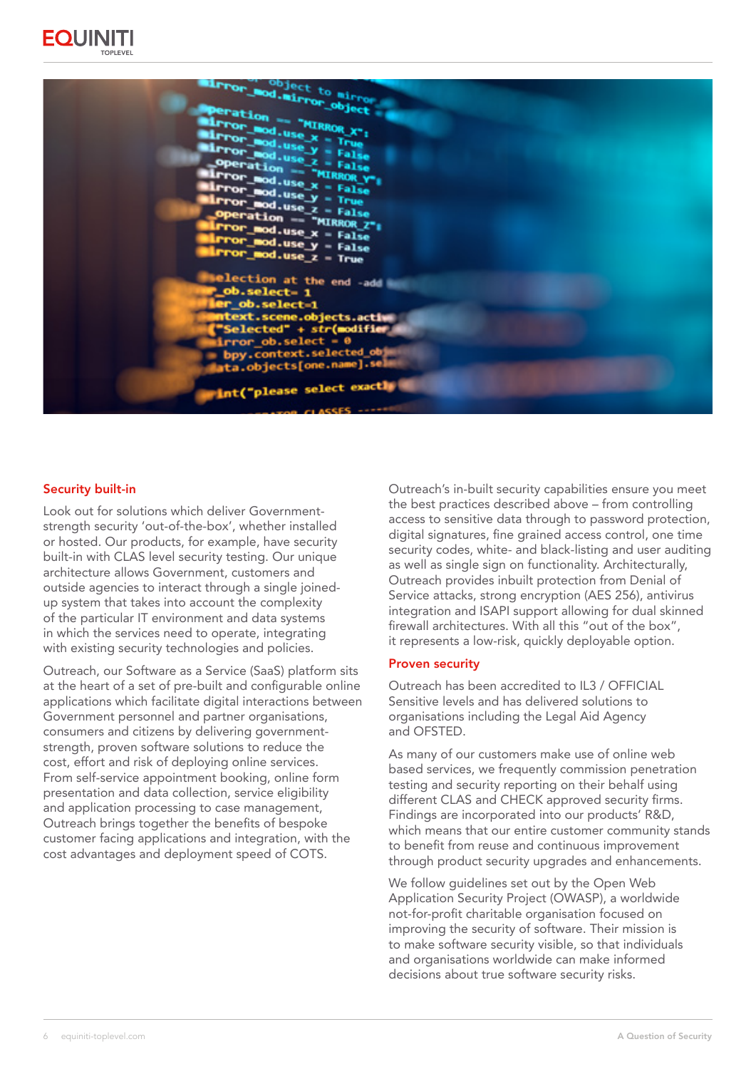## Security built-in

Look out for solutions which deliver Government-strength security 'out-of-the-box', whether installed or hosted. Our products, for example, have security built-in with CLAS level security testing. Our unique architecture allows Government, customers and outside agencies to interact through a single joined-up system that takes into account the complexity of the particular IT environment and data systems in which the services need to operate, integrating with existing security technologies and policies.

Outreach, our Software as a Service (SaaS) platform sits at the heart of a set of pre-built and configurable online applications which facilitate digital interactions between Government personnel and partner organisations, consumers and citizens by delivering government-strength, proven software solutions to reduce the cost, effort and risk of deploying online services. From self-service appointment booking, online form presentation and data collection, service eligibility and application processing to case management, Outreach brings together the benefits of bespoke customer facing applications and integration, with the cost advantages and deployment speed of COTS.

Outreach's in-built security capabilities ensure you meet the best practices described above – from controlling access to sensitive data through to password protection, digital signatures, fine grained access control, one time security codes, white- and black-listing and user auditing as well as single sign on functionality. Architecturally, Outreach provides inbuilt protection from Denial of Service attacks, strong encryption (AES 256), antivirus integration and ISAPI support allowing for dual skinned firewall architectures. With all this "out of the box", it represents a low-risk, quickly deployable option.

## Proven security

Outreach has been accredited to IL3 / OFFICIAL Sensitive levels and has delivered solutions to organisations including the Legal Aid Agency and OFSTED.

As many of our customers make use of online web based services, we frequently commission penetration testing and security reporting on their behalf using different CLAS and CHECK approved security firms. Findings are incorporated into our products' R&D, which means that our entire customer community stands to benefit from reuse and continuous improvement through product security upgrades and enhancements.

We follow guidelines set out by the Open Web Application Security Project (OWASP), a worldwide not-for-profit charitable organisation focused on improving the security of software. Their mission is to make software security visible, so that individuals and organisations worldwide can make informed decisions about true software security risks.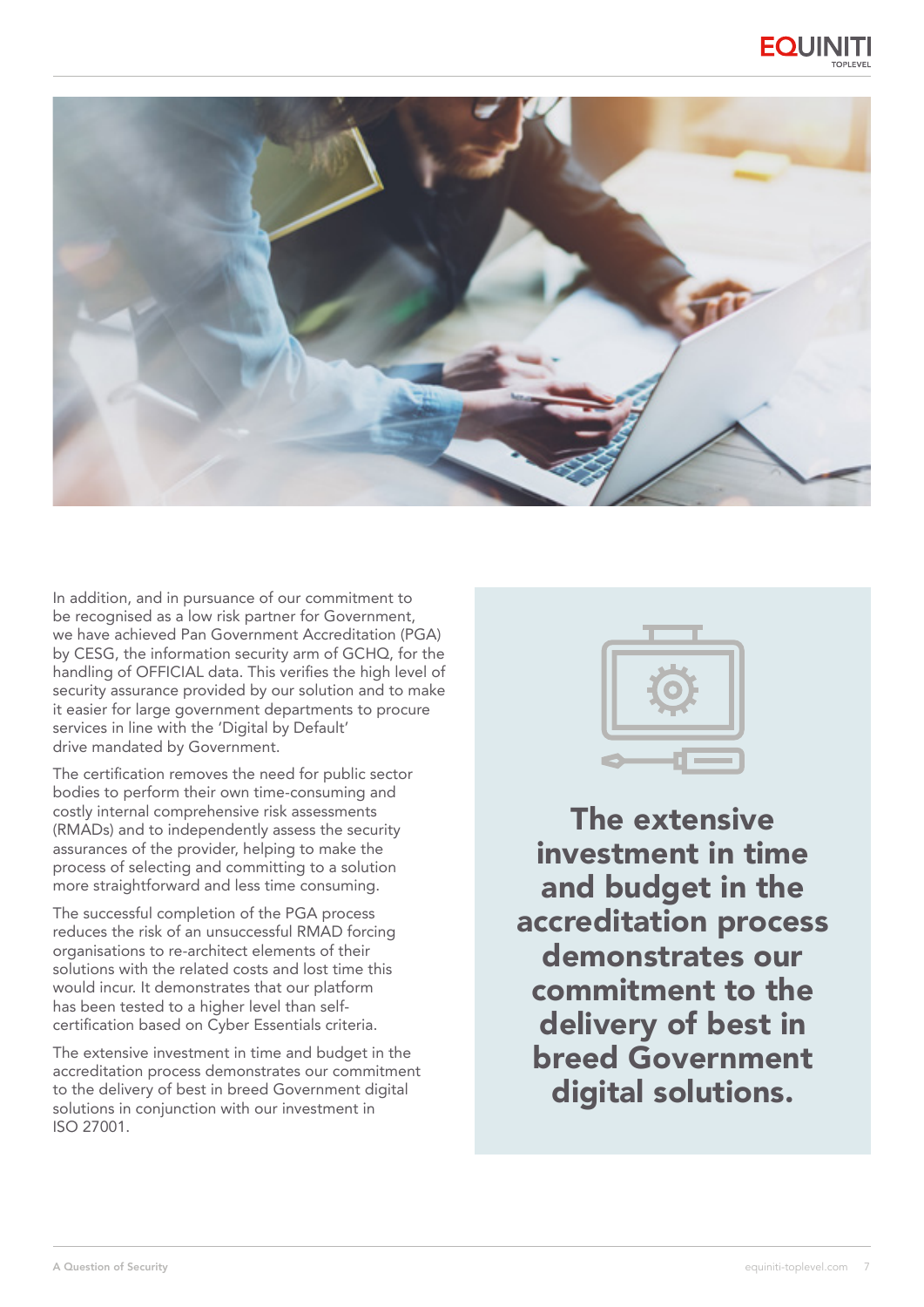In addition, and in pursuance of our commitment to be recognised as a low risk partner for Government, we have achieved Pan Government Accreditation (PGA) by CESG, the information security arm of GCHQ, for the handling of OFFICIAL data. This verifies the high level of security assurance provided by our solution and to make it easier for large government departments to procure services in line with the 'Digital by Default' drive mandated by Government.

The certification removes the need for public sector bodies to perform their own time-consuming and costly internal comprehensive risk assessments (RMADs) and to independently assess the security assurances of the provider, helping to make the process of selecting and committing to a solution more straightforward and less time consuming.

The successful completion of the PGA process reduces the risk of an unsuccessful RMAD forcing organisations to re-architect elements of their solutions with the related costs and lost time this would incur. It demonstrates that our platform has been tested to a higher level than self-certification based on Cyber Essentials criteria.

The extensive investment in time and budget in the accreditation process demonstrates our commitment to the delivery of best in breed Government digital solutions in conjunction with our investment in ISO 27001.

**The extensive investment in time and budget in the accreditation process demonstrates our commitment to the delivery of best in breed Government digital solutions.**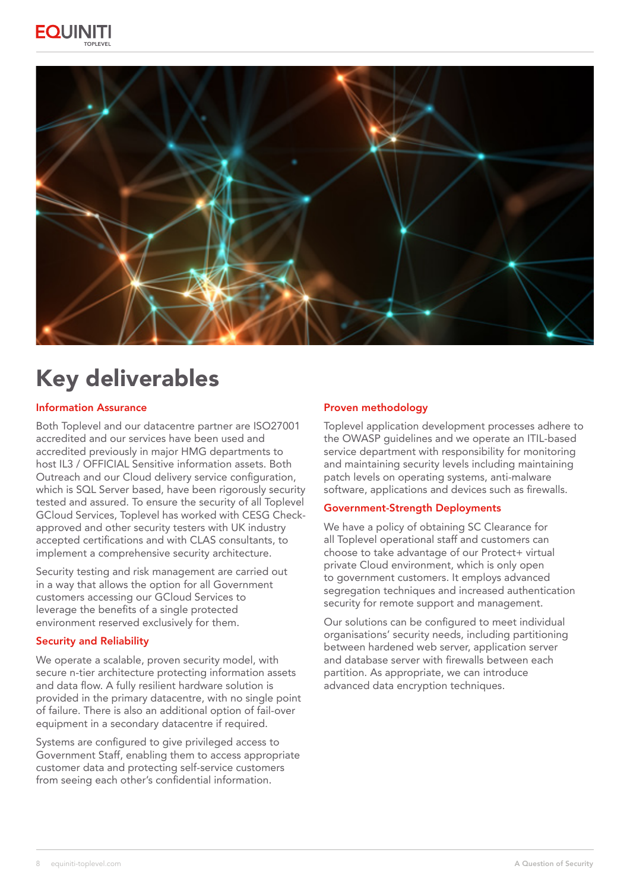# Key deliverables

### Information Assurance

Both Toplevel and our datacentre partner are ISO27001 accredited and our services have been used and accredited previously in major HMG departments to host IL3 / OFFICIAL Sensitive information assets. Both Outreach and our Cloud delivery service configuration, which is SQL Server based, have been rigorously security tested and assured. To ensure the security of all Toplevel GCloud Services, Toplevel has worked with CESG Check-approved and other security testers with UK industry accepted certifications and with CLAS consultants, to implement a comprehensive security architecture.

Security testing and risk management are carried out in a way that allows the option for all Government customers accessing our GCloud Services to leverage the benefits of a single protected environment reserved exclusively for them.

### Security and Reliability

We operate a scalable, proven security model, with secure n-tier architecture protecting information assets and data flow. A fully resilient hardware solution is provided in the primary datacentre, with no single point of failure. There is also an additional option of fail-over equipment in a secondary datacentre if required.

Systems are configured to give privileged access to Government Staff, enabling them to access appropriate customer data and protecting self-service customers from seeing each other's confidential information.

### Proven methodology

Toplevel application development processes adhere to the OWASP guidelines and we operate an ITIL-based service department with responsibility for monitoring and maintaining security levels including maintaining patch levels on operating systems, anti-malware software, applications and devices such as firewalls.

### Government-Strength Deployments

We have a policy of obtaining SC Clearance for all Toplevel operational staff and customers can choose to take advantage of our Protect+ virtual private Cloud environment, which is only open to government customers. It employs advanced segregation techniques and increased authentication security for remote support and management.

Our solutions can be configured to meet individual organisations' security needs, including partitioning between hardened web server, application server and database server with firewalls between each partition. As appropriate, we can introduce advanced data encryption techniques.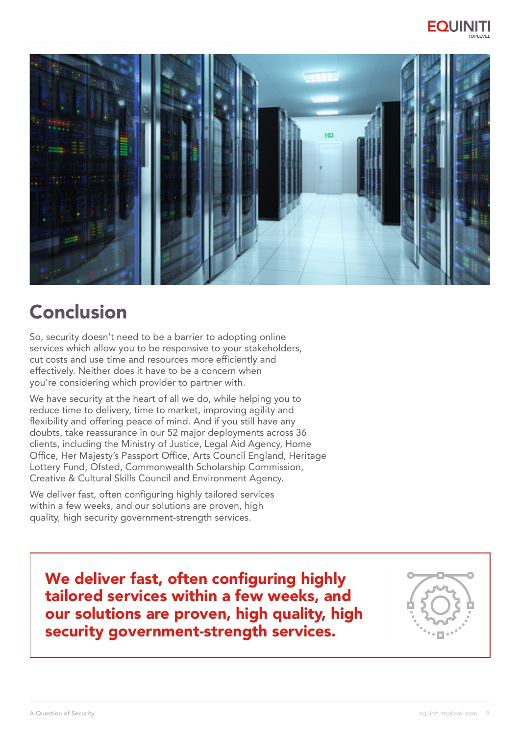# Conclusion

So, security doesn't need to be a barrier to adopting online services which allow you to be responsive to your stakeholders, cut costs and use time and resources more efficiently and effectively. Neither does it have to be a concern when you're considering which provider to partner with.

We have security at the heart of all we do, while helping you to reduce time to delivery, time to market, improving agility and flexibility and offering peace of mind. And if you still have any doubts, take reassurance in our 52 major deployments across 36 clients, including the Ministry of Justice, Legal Aid Agency, Home Office, Her Majesty's Passport Office, Arts Council England, Heritage Lottery Fund, Ofsted, Commonwealth Scholarship Commission, Creative & Cultural Skills Council and Environment Agency.

We deliver fast, often configuring highly tailored services within a few weeks, and our solutions are proven, high quality, high security government-strength services.

**We deliver fast, often configuring highly tailored services within a few weeks, and our solutions are proven, high quality, high security government-strength services.**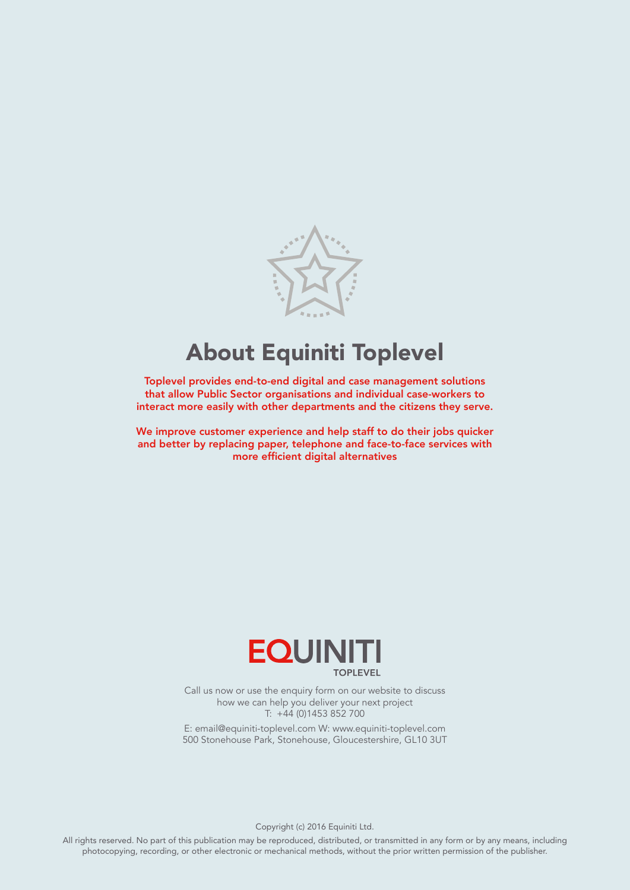# About Equiniti Toplevel

**Toplevel provides end-to-end digital and case management solutions that allow Public Sector organisations and individual case-workers to interact more easily with other departments and the citizens they serve.**

**We improve customer experience and help staff to do their jobs quicker and better by replacing paper, telephone and face-to-face services with more efficient digital alternatives**

EQUINITI
TOPLEVEL

Call us now or use the enquiry form on our website to discuss how we can help you deliver your next project
T: +44 (0)1453 852 700

E: email@equiniti-toplevel.com W: www.equiniti-toplevel.com
500 Stonehouse Park, Stonehouse, Gloucestershire, GL10 3UT

Copyright (c) 2016 Equiniti Ltd.

All rights reserved. No part of this publication may be reproduced, distributed, or transmitted in any form or by any means, including photocopying, recording, or other electronic or mechanical methods, without the prior written permission of the publisher.